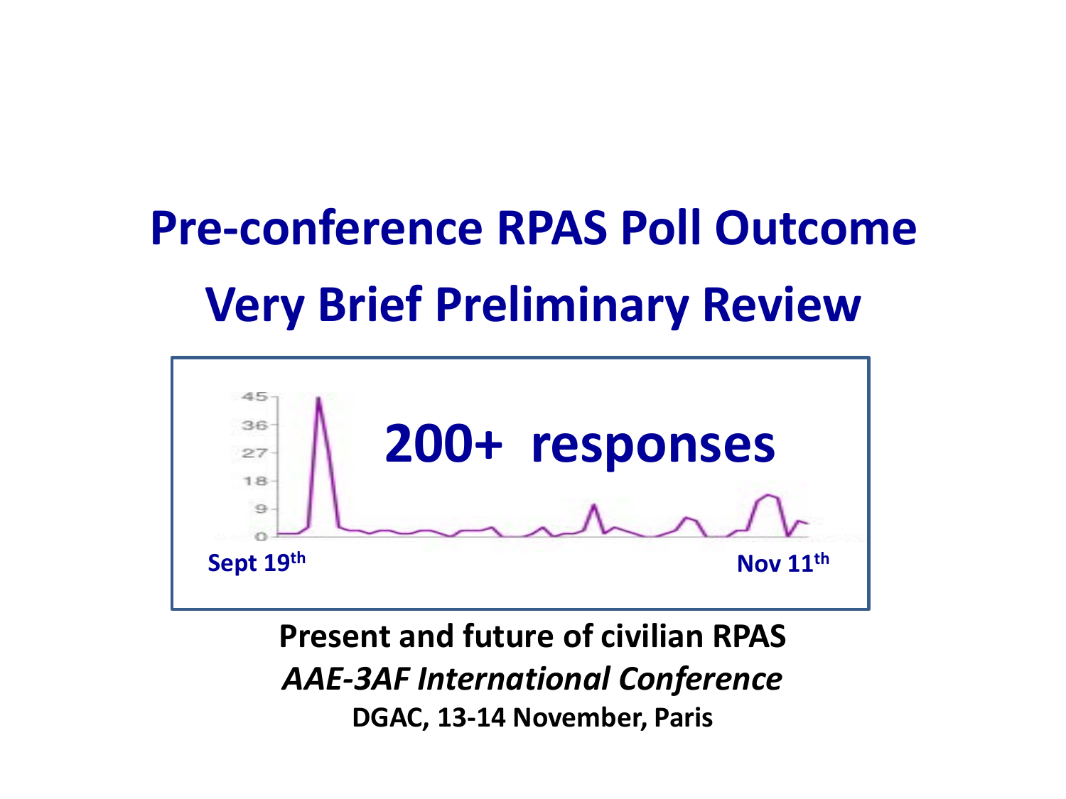# Pre-conference RPAS Poll Outcome

# Very Brief Preliminary Review

45
36
27
18
9
0

**200+ responses**

**Sept 19th**

**Nov 11th**

**Present and future of civilian RPAS**

***AAE-3AF International Conference***

**DGAC, 13-14 November, Paris**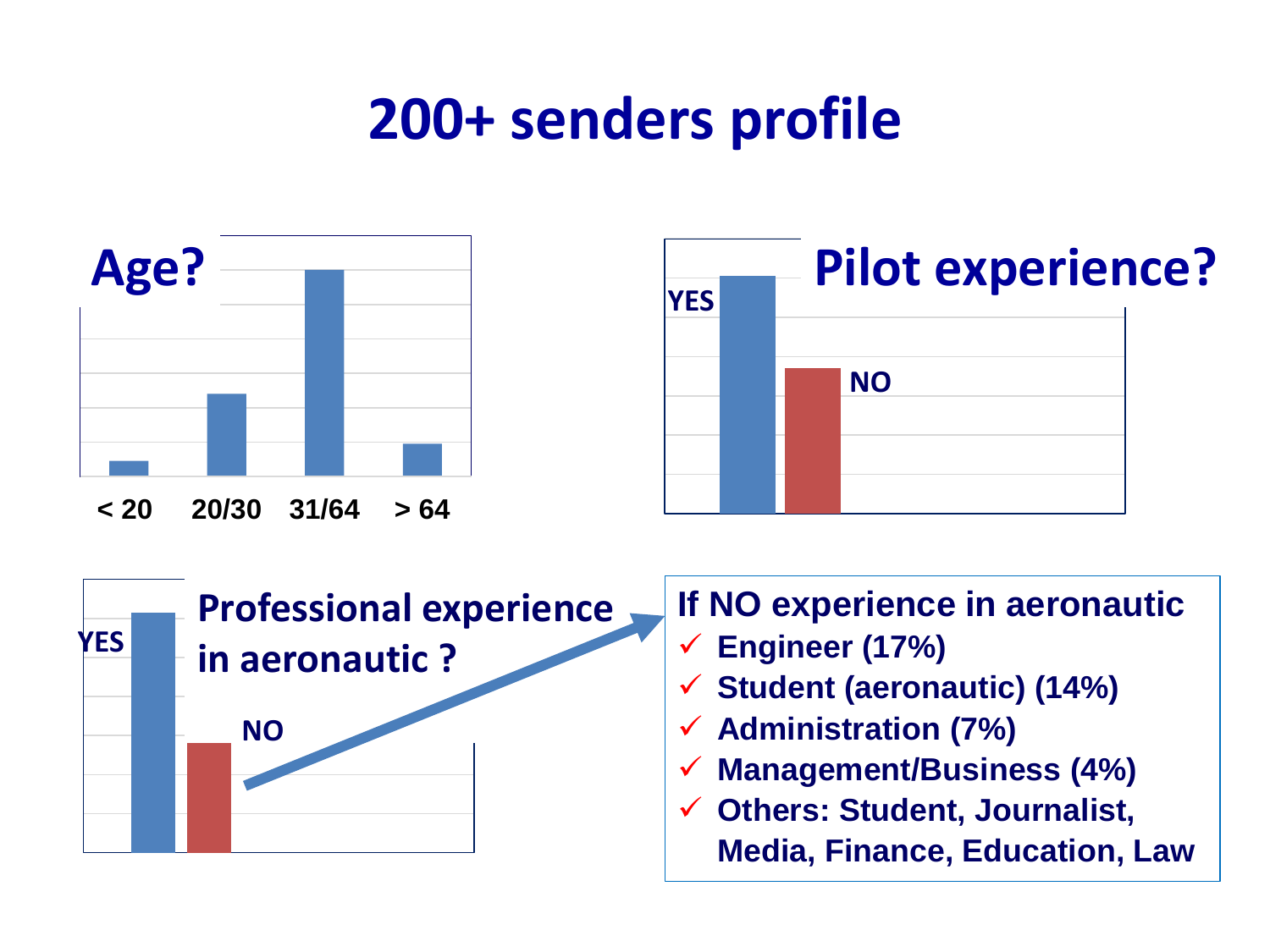# 200+ senders profile

**Age?**

< 20

20/30

31/64

> 64

**Pilot experience?**

YES

NO

**Professional experience in aeronautic ?**

YES

NO

**If NO experience in aeronautic**

- ✓ Engineer (17%)
- ✓ Student (aeronautic) (14%)
- ✓ Administration (7%)
- ✓ Management/Business (4%)
- ✓ Others: Student, Journalist, Media, Finance, Education, Law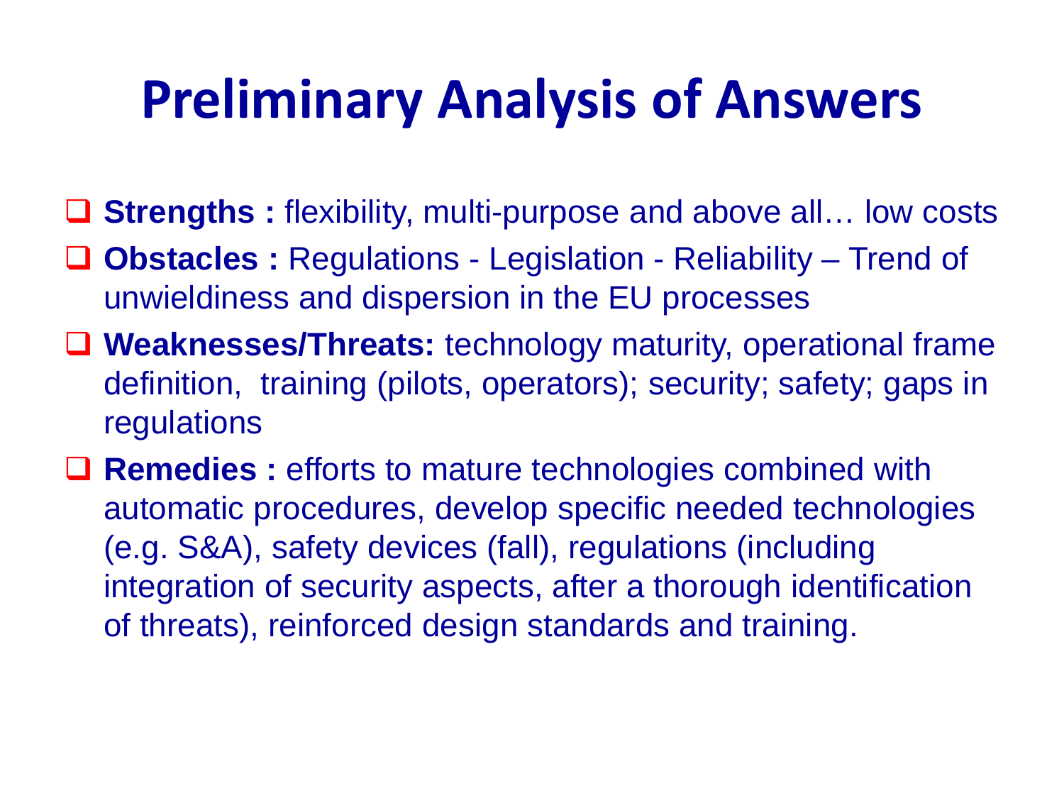# Preliminary Analysis of Answers

- **Strengths :** flexibility, multi-purpose and above all… low costs
- **Obstacles :** Regulations - Legislation - Reliability – Trend of unwieldiness and dispersion in the EU processes
- **Weaknesses/Threats:** technology maturity, operational frame definition, training (pilots, operators); security; safety; gaps in regulations
- **Remedies :** efforts to mature technologies combined with automatic procedures, develop specific needed technologies (e.g. S&A), safety devices (fall), regulations (including integration of security aspects, after a thorough identification of threats), reinforced design standards and training.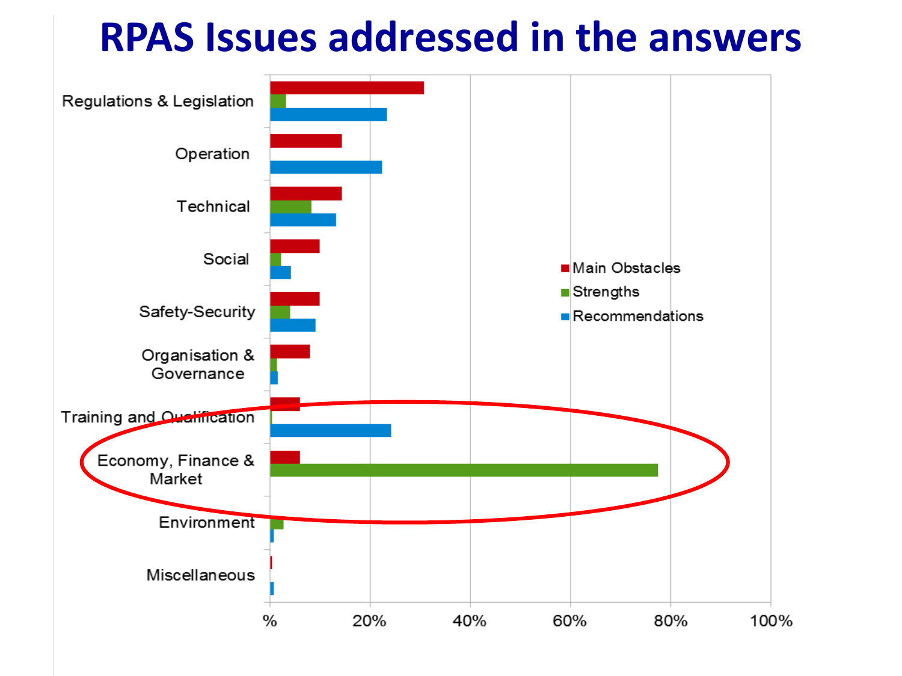# RPAS Issues addressed in the answers

Regulations & Legislation

Operation

Technical

Social

Safety-Security

Organisation & Governance

Training and Qualification

Economy, Finance & Market

Environment

Miscellaneous

Main Obstacles

Strengths

Recommendations

% 20% 40% 60% 80% 100%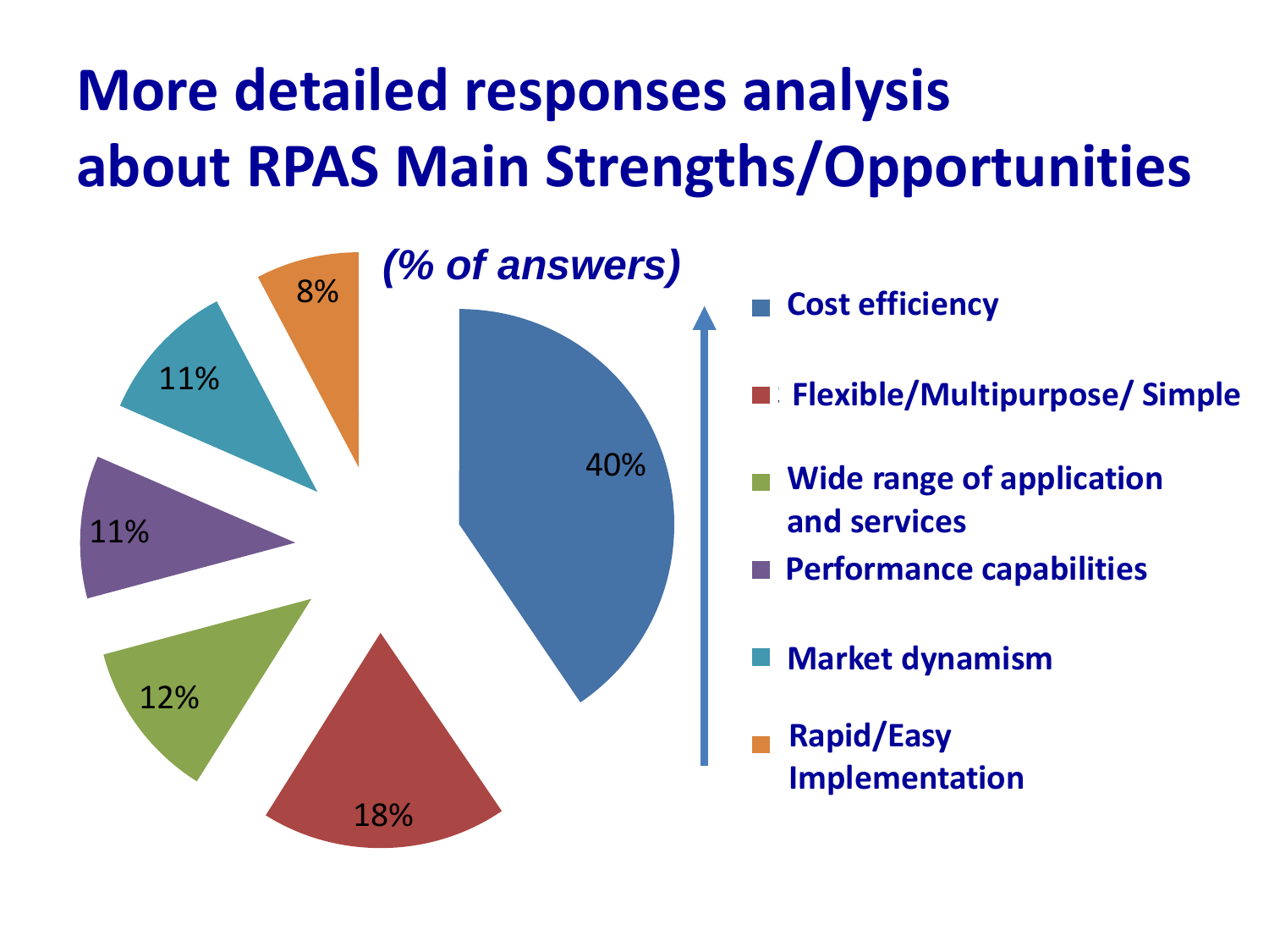# More detailed responses analysis about RPAS Main Strengths/Opportunities

*(% of answers)*

40%
18%
12%
11%
11%
8%

- Cost efficiency
- Flexible/Multipurpose/ Simple
- Wide range of application and services
- Performance capabilities
- Market dynamism
- Rapid/Easy Implementation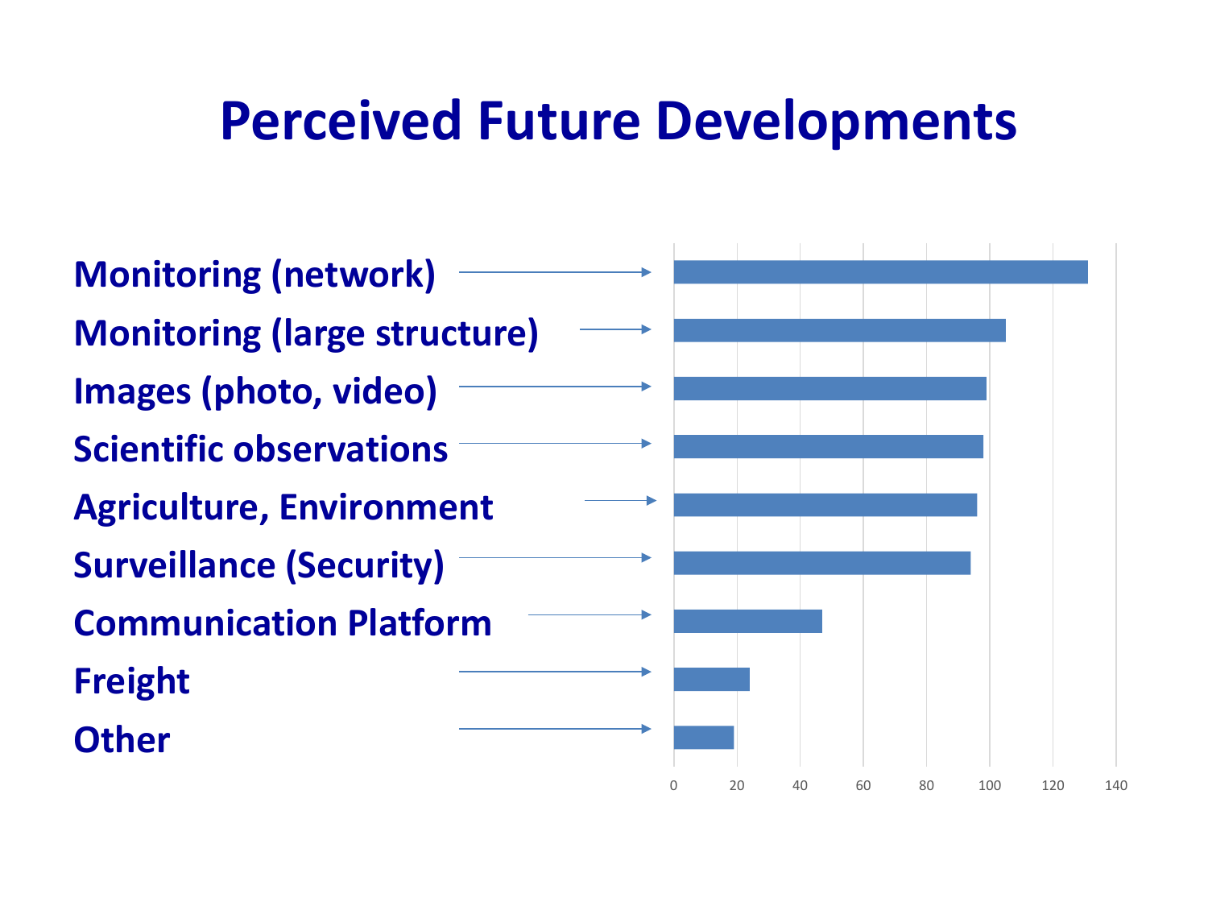# Perceived Future Developments

Monitoring (network)

Monitoring (large structure)

Images (photo, video)

Scientific observations

Agriculture, Environment

Surveillance (Security)

Communication Platform

Freight

Other

0 20 40 60 80 100 120 140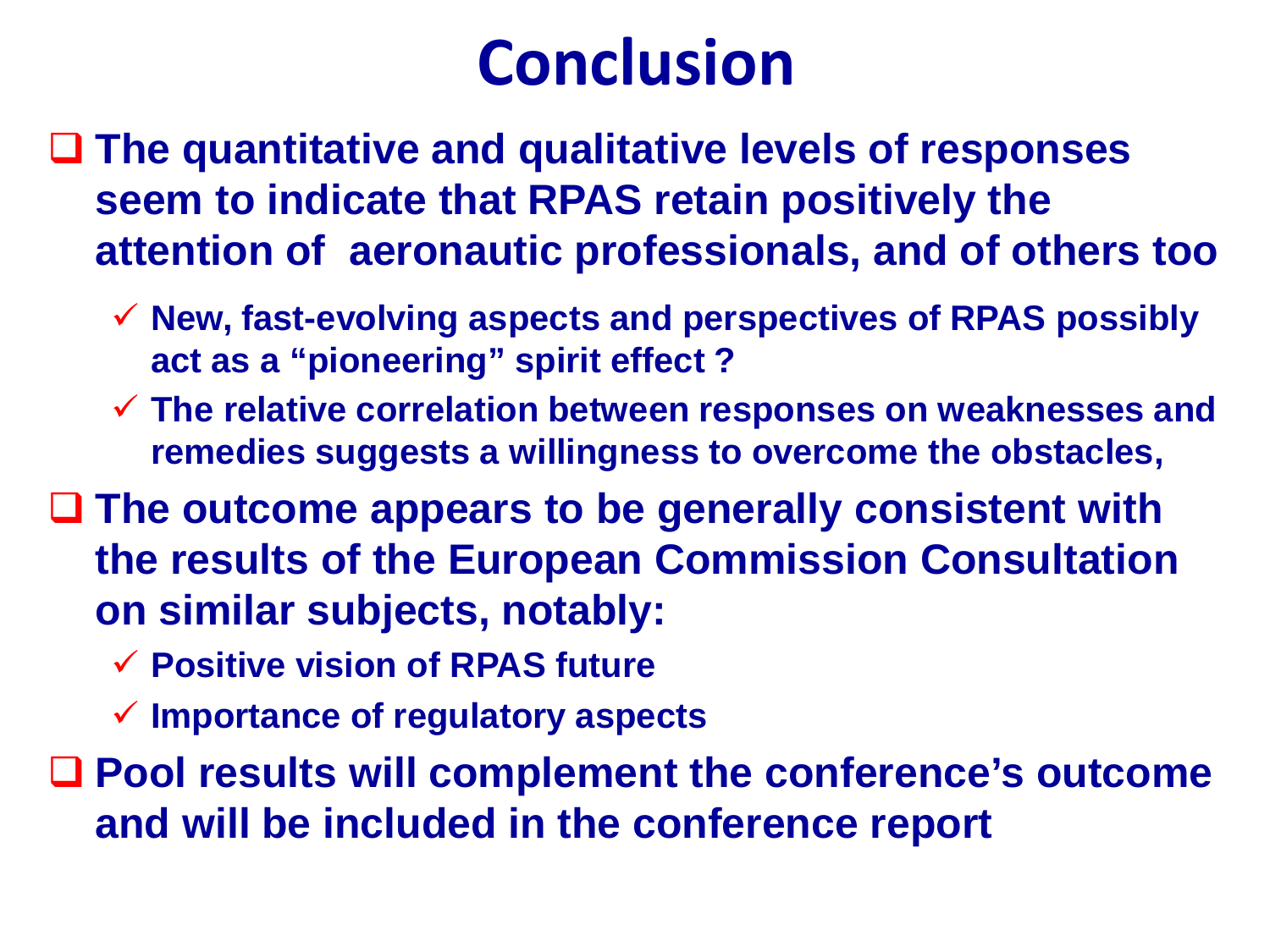# Conclusion

- **The quantitative and qualitative levels of responses seem to indicate that RPAS retain positively the attention of aeronautic professionals, and of others too**
  - **New, fast-evolving aspects and perspectives of RPAS possibly act as a "pioneering" spirit effect ?**
  - **The relative correlation between responses on weaknesses and remedies suggests a willingness to overcome the obstacles,**
- **The outcome appears to be generally consistent with the results of the European Commission Consultation on similar subjects, notably:**
  - **Positive vision of RPAS future**
  - **Importance of regulatory aspects**
- **Pool results will complement the conference's outcome and will be included in the conference report**